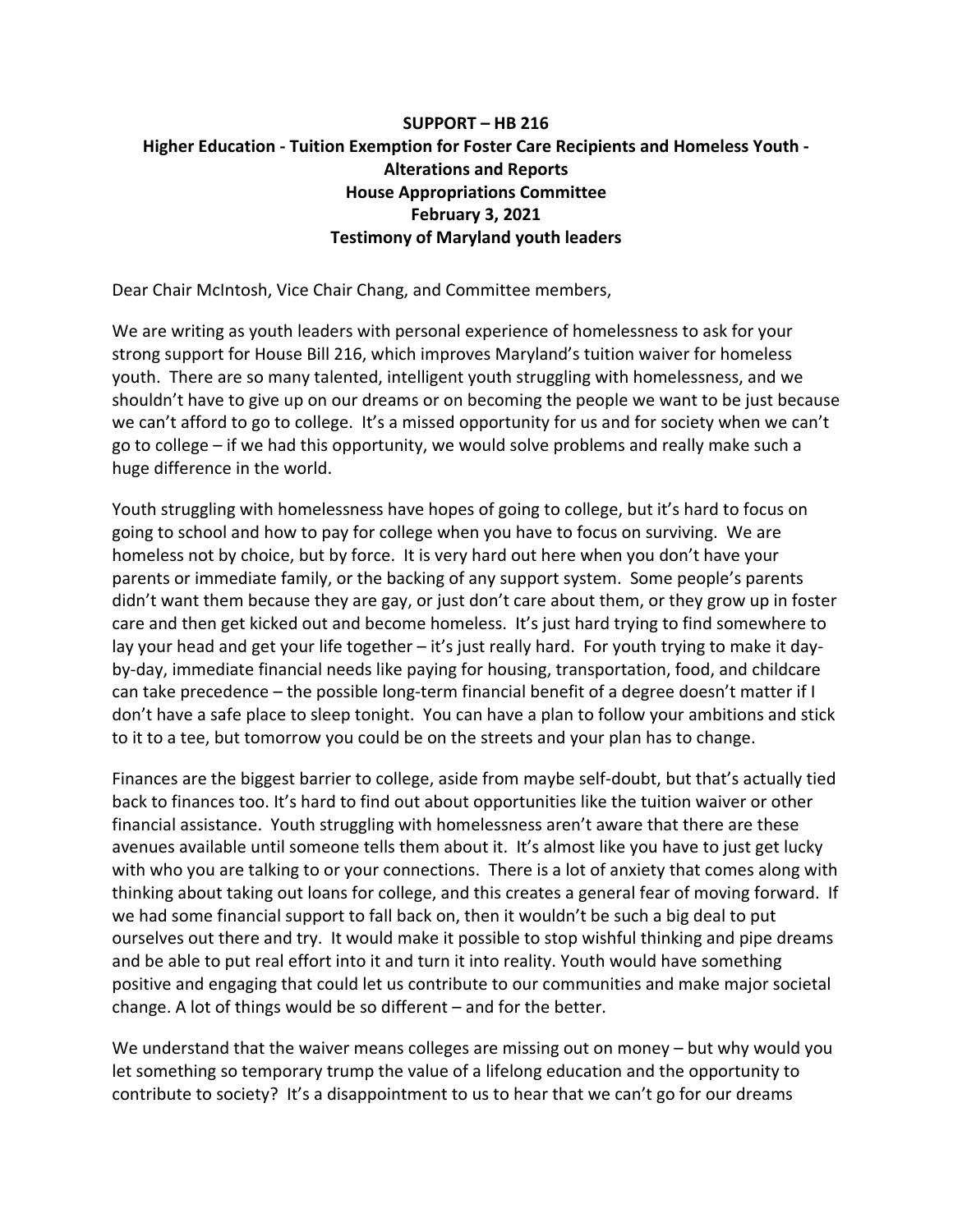**SUPPORT – HB 216**
**Higher Education - Tuition Exemption for Foster Care Recipients and Homeless Youth - Alterations and Reports**
**House Appropriations Committee**
**February 3, 2021**
**Testimony of Maryland youth leaders**

Dear Chair McIntosh, Vice Chair Chang, and Committee members,

We are writing as youth leaders with personal experience of homelessness to ask for your strong support for House Bill 216, which improves Maryland's tuition waiver for homeless youth. There are so many talented, intelligent youth struggling with homelessness, and we shouldn't have to give up on our dreams or on becoming the people we want to be just because we can't afford to go to college. It's a missed opportunity for us and for society when we can't go to college – if we had this opportunity, we would solve problems and really make such a huge difference in the world.

Youth struggling with homelessness have hopes of going to college, but it's hard to focus on going to school and how to pay for college when you have to focus on surviving. We are homeless not by choice, but by force. It is very hard out here when you don't have your parents or immediate family, or the backing of any support system. Some people's parents didn't want them because they are gay, or just don't care about them, or they grow up in foster care and then get kicked out and become homeless. It's just hard trying to find somewhere to lay your head and get your life together – it's just really hard. For youth trying to make it day-by-day, immediate financial needs like paying for housing, transportation, food, and childcare can take precedence – the possible long-term financial benefit of a degree doesn't matter if I don't have a safe place to sleep tonight. You can have a plan to follow your ambitions and stick to it to a tee, but tomorrow you could be on the streets and your plan has to change.

Finances are the biggest barrier to college, aside from maybe self-doubt, but that's actually tied back to finances too. It's hard to find out about opportunities like the tuition waiver or other financial assistance. Youth struggling with homelessness aren't aware that there are these avenues available until someone tells them about it. It's almost like you have to just get lucky with who you are talking to or your connections. There is a lot of anxiety that comes along with thinking about taking out loans for college, and this creates a general fear of moving forward. If we had some financial support to fall back on, then it wouldn't be such a big deal to put ourselves out there and try. It would make it possible to stop wishful thinking and pipe dreams and be able to put real effort into it and turn it into reality. Youth would have something positive and engaging that could let us contribute to our communities and make major societal change. A lot of things would be so different – and for the better.

We understand that the waiver means colleges are missing out on money – but why would you let something so temporary trump the value of a lifelong education and the opportunity to contribute to society? It's a disappointment to us to hear that we can't go for our dreams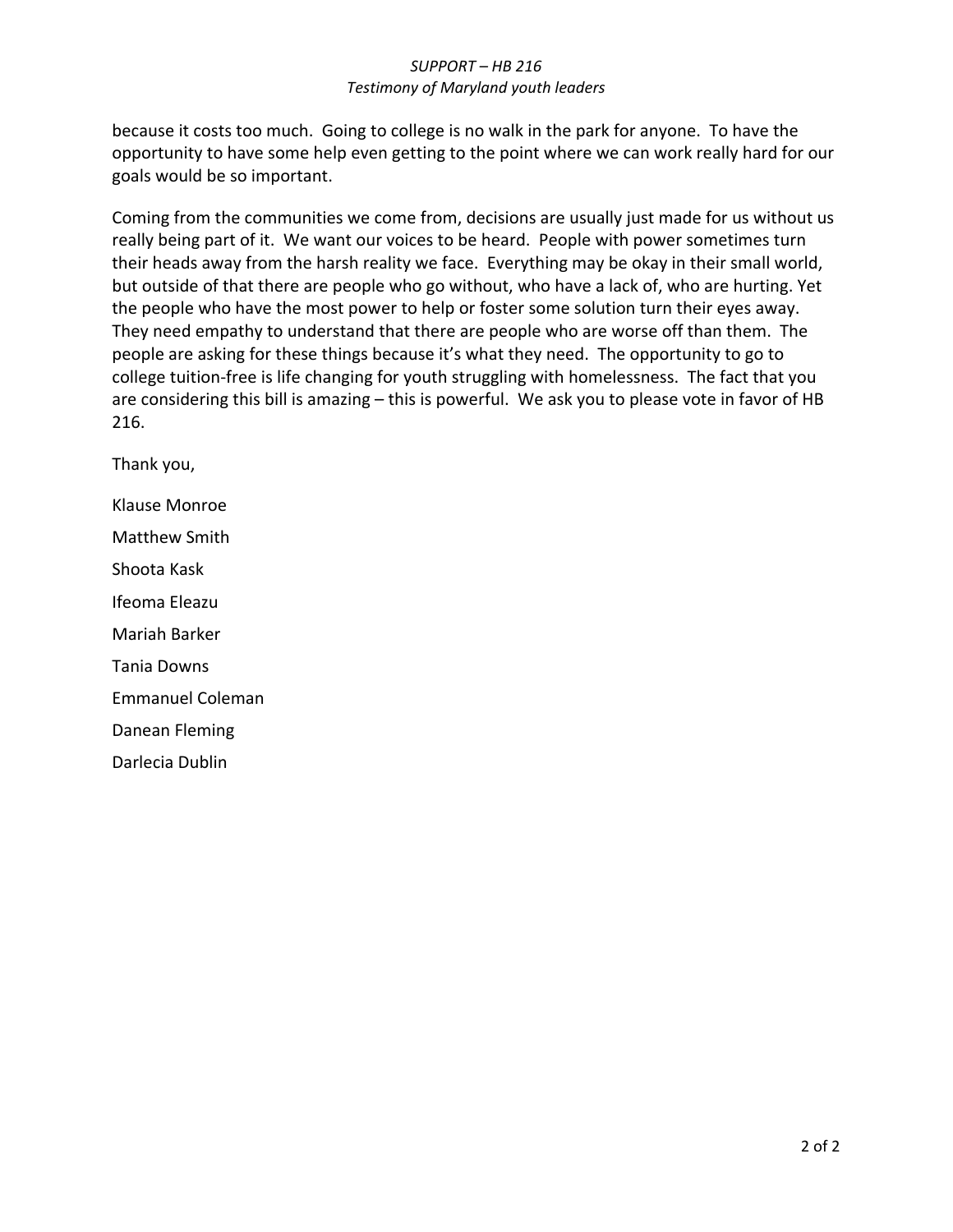because it costs too much. Going to college is no walk in the park for anyone. To have the opportunity to have some help even getting to the point where we can work really hard for our goals would be so important.

Coming from the communities we come from, decisions are usually just made for us without us really being part of it. We want our voices to be heard. People with power sometimes turn their heads away from the harsh reality we face. Everything may be okay in their small world, but outside of that there are people who go without, who have a lack of, who are hurting. Yet the people who have the most power to help or foster some solution turn their eyes away. They need empathy to understand that there are people who are worse off than them. The people are asking for these things because it's what they need. The opportunity to go to college tuition-free is life changing for youth struggling with homelessness. The fact that you are considering this bill is amazing – this is powerful. We ask you to please vote in favor of HB 216.

Thank you,

Klause Monroe

Matthew Smith

Shoota Kask

Ifeoma Eleazu

Mariah Barker

Tania Downs

Emmanuel Coleman

Danean Fleming

Darlecia Dublin